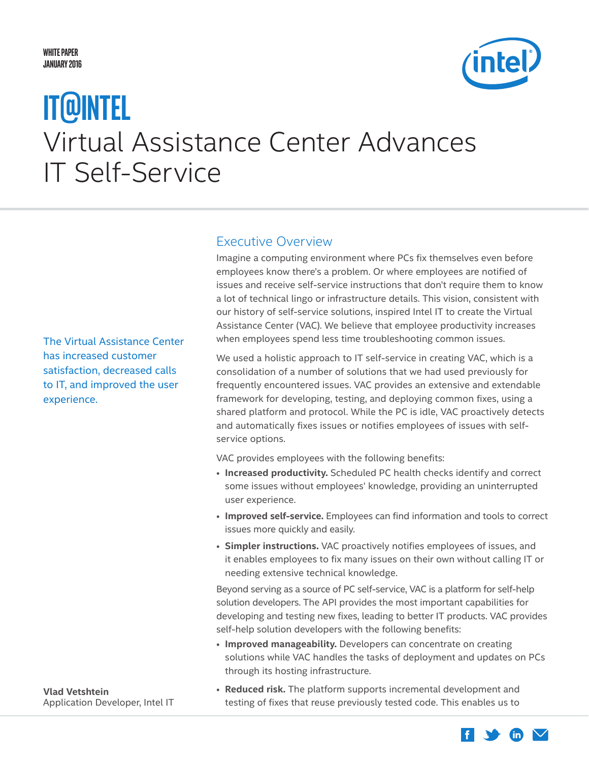WHITE PAPER
JANUARY 2016

# IT@INTEL

# Virtual Assistance Center Advances IT Self-Service

The Virtual Assistance Center has increased customer satisfaction, decreased calls to IT, and improved the user experience.

**Vlad Vetshtein**
Application Developer, Intel IT

## Executive Overview

Imagine a computing environment where PCs fix themselves even before employees know there's a problem. Or where employees are notified of issues and receive self-service instructions that don't require them to know a lot of technical lingo or infrastructure details. This vision, consistent with our history of self-service solutions, inspired Intel IT to create the Virtual Assistance Center (VAC). We believe that employee productivity increases when employees spend less time troubleshooting common issues.

We used a holistic approach to IT self-service in creating VAC, which is a consolidation of a number of solutions that we had used previously for frequently encountered issues. VAC provides an extensive and extendable framework for developing, testing, and deploying common fixes, using a shared platform and protocol. While the PC is idle, VAC proactively detects and automatically fixes issues or notifies employees of issues with self-service options.

VAC provides employees with the following benefits:

- **Increased productivity.** Scheduled PC health checks identify and correct some issues without employees' knowledge, providing an uninterrupted user experience.
- **Improved self-service.** Employees can find information and tools to correct issues more quickly and easily.
- **Simpler instructions.** VAC proactively notifies employees of issues, and it enables employees to fix many issues on their own without calling IT or needing extensive technical knowledge.

Beyond serving as a source of PC self-service, VAC is a platform for self-help solution developers. The API provides the most important capabilities for developing and testing new fixes, leading to better IT products. VAC provides self-help solution developers with the following benefits:

- **Improved manageability.** Developers can concentrate on creating solutions while VAC handles the tasks of deployment and updates on PCs through its hosting infrastructure.
- **Reduced risk.** The platform supports incremental development and testing of fixes that reuse previously tested code. This enables us to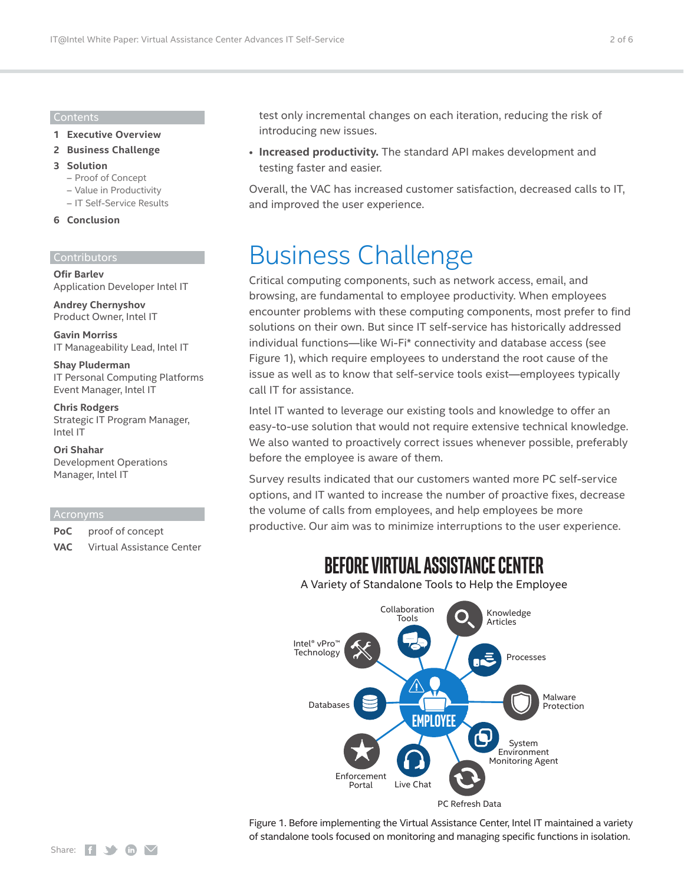## Contents

1 **Executive Overview**

2 **Business Challenge**

3 **Solution**
- Proof of Concept
- Value in Productivity
- IT Self-Service Results

6 **Conclusion**

## Contributors

**Ofir Barlev**
Application Developer Intel IT

**Andrey Chernyshov**
Product Owner, Intel IT

**Gavin Morriss**
IT Manageability Lead, Intel IT

**Shay Pluderman**
IT Personal Computing Platforms Event Manager, Intel IT

**Chris Rodgers**
Strategic IT Program Manager, Intel IT

**Ori Shahar**
Development Operations Manager, Intel IT

## Acronyms

| | |
|---|---|
| **PoC** | proof of concept |
| **VAC** | Virtual Assistance Center |

test only incremental changes on each iteration, reducing the risk of introducing new issues.

- **Increased productivity.** The standard API makes development and testing faster and easier.

Overall, the VAC has increased customer satisfaction, decreased calls to IT, and improved the user experience.

# Business Challenge

Critical computing components, such as network access, email, and browsing, are fundamental to employee productivity. When employees encounter problems with these computing components, most prefer to find solutions on their own. But since IT self-service has historically addressed individual functions—like Wi-Fi* connectivity and database access (see Figure 1), which require employees to understand the root cause of the issue as well as to know that self-service tools exist—employees typically call IT for assistance.

Intel IT wanted to leverage our existing tools and knowledge to offer an easy-to-use solution that would not require extensive technical knowledge. We also wanted to proactively correct issues whenever possible, preferably before the employee is aware of them.

Survey results indicated that our customers wanted more PC self-service options, and IT wanted to increase the number of proactive fixes, decrease the volume of calls from employees, and help employees be more productive. Our aim was to minimize interruptions to the user experience.

**BEFORE VIRTUAL ASSISTANCE CENTER**

A Variety of Standalone Tools to Help the Employee

EMPLOYEE — Collaboration Tools; Knowledge Articles; Processes; Malware Protection; System Environment Monitoring Agent; PC Refresh Data; Live Chat; Enforcement Portal; Databases; Intel® vPro™ Technology

Figure 1. Before implementing the Virtual Assistance Center, Intel IT maintained a variety of standalone tools focused on monitoring and managing specific functions in isolation.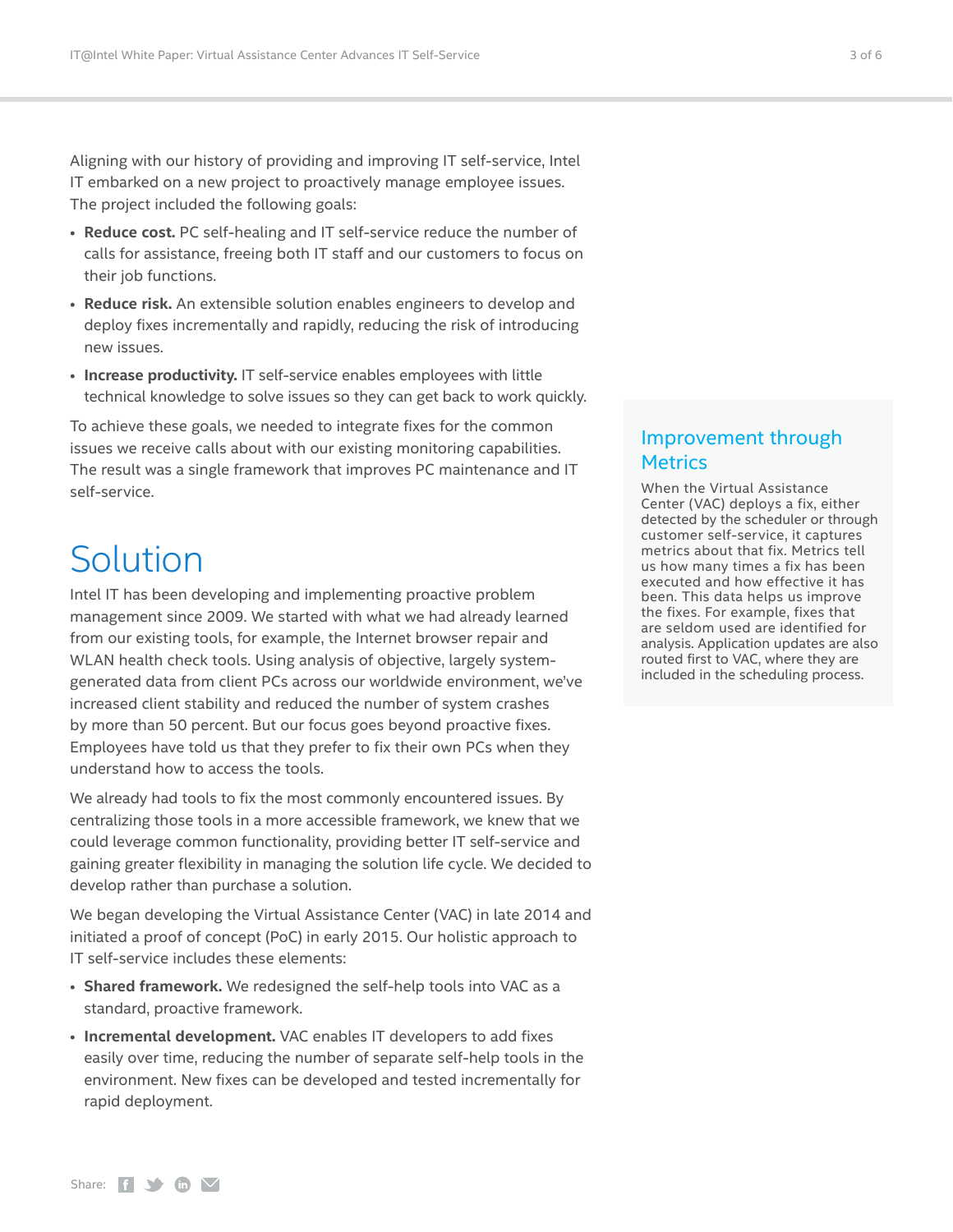Aligning with our history of providing and improving IT self-service, Intel IT embarked on a new project to proactively manage employee issues. The project included the following goals:

- **Reduce cost.** PC self-healing and IT self-service reduce the number of calls for assistance, freeing both IT staff and our customers to focus on their job functions.
- **Reduce risk.** An extensible solution enables engineers to develop and deploy fixes incrementally and rapidly, reducing the risk of introducing new issues.
- **Increase productivity.** IT self-service enables employees with little technical knowledge to solve issues so they can get back to work quickly.

To achieve these goals, we needed to integrate fixes for the common issues we receive calls about with our existing monitoring capabilities. The result was a single framework that improves PC maintenance and IT self-service.

# Solution

Intel IT has been developing and implementing proactive problem management since 2009. We started with what we had already learned from our existing tools, for example, the Internet browser repair and WLAN health check tools. Using analysis of objective, largely system-generated data from client PCs across our worldwide environment, we've increased client stability and reduced the number of system crashes by more than 50 percent. But our focus goes beyond proactive fixes. Employees have told us that they prefer to fix their own PCs when they understand how to access the tools.

We already had tools to fix the most commonly encountered issues. By centralizing those tools in a more accessible framework, we knew that we could leverage common functionality, providing better IT self-service and gaining greater flexibility in managing the solution life cycle. We decided to develop rather than purchase a solution.

We began developing the Virtual Assistance Center (VAC) in late 2014 and initiated a proof of concept (PoC) in early 2015. Our holistic approach to IT self-service includes these elements:

- **Shared framework.** We redesigned the self-help tools into VAC as a standard, proactive framework.
- **Incremental development.** VAC enables IT developers to add fixes easily over time, reducing the number of separate self-help tools in the environment. New fixes can be developed and tested incrementally for rapid deployment.

## Improvement through Metrics

When the Virtual Assistance Center (VAC) deploys a fix, either detected by the scheduler or through customer self-service, it captures metrics about that fix. Metrics tell us how many times a fix has been executed and how effective it has been. This data helps us improve the fixes. For example, fixes that are seldom used are identified for analysis. Application updates are also routed first to VAC, where they are included in the scheduling process.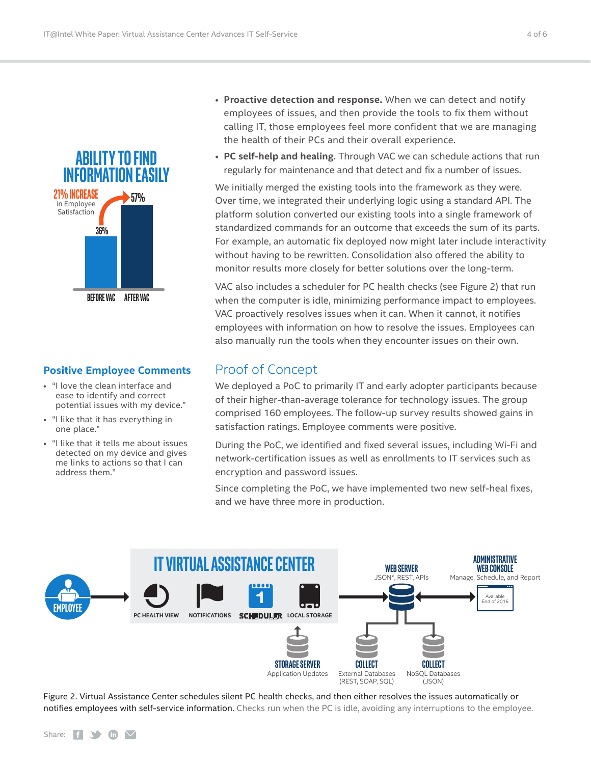## Ability to Find Information Easily

21% INCREASE in Employee Satisfaction

| BEFORE VAC | AFTER VAC |
| --- | --- |
| 36% | 57% |

### Positive Employee Comments

- "I love the clean interface and ease to identify and correct potential issues with my device."
- "I like that it has everything in one place."
- "I like that it tells me about issues detected on my device and gives me links to actions so that I can address them."

- **Proactive detection and response.** When we can detect and notify employees of issues, and then provide the tools to fix them without calling IT, those employees feel more confident that we are managing the health of their PCs and their overall experience.
- **PC self-help and healing.** Through VAC we can schedule actions that run regularly for maintenance and that detect and fix a number of issues.

We initially merged the existing tools into the framework as they were. Over time, we integrated their underlying logic using a standard API. The platform solution converted our existing tools into a single framework of standardized commands for an outcome that exceeds the sum of its parts. For example, an automatic fix deployed now might later include interactivity without having to be rewritten. Consolidation also offered the ability to monitor results more closely for better solutions over the long-term.

VAC also includes a scheduler for PC health checks (see Figure 2) that run when the computer is idle, minimizing performance impact to employees. VAC proactively resolves issues when it can. When it cannot, it notifies employees with information on how to resolve the issues. Employees can also manually run the tools when they encounter issues on their own.

## Proof of Concept

We deployed a PoC to primarily IT and early adopter participants because of their higher-than-average tolerance for technology issues. The group comprised 160 employees. The follow-up survey results showed gains in satisfaction ratings. Employee comments were positive.

During the PoC, we identified and fixed several issues, including Wi-Fi and network-certification issues as well as enrollments to IT services such as encryption and password issues.

Since completing the PoC, we have implemented two new self-heal fixes, and we have three more in production.

IT VIRTUAL ASSISTANCE CENTER: EMPLOYEE → PC HEALTH VIEW, NOTIFICATIONS, SCHEDULER, LOCAL STORAGE → WEB SERVER (JSON*, REST, APIs) ↔ ADMINISTRATIVE WEB CONSOLE (Manage, Schedule, and Report; Available End of 2016); STORAGE SERVER (Application Updates); COLLECT (External Databases (REST, SOAP, SQL)); COLLECT (NoSQL Databases (JSON))

Figure 2. Virtual Assistance Center schedules silent PC health checks, and then either resolves the issues automatically or notifies employees with self-service information. Checks run when the PC is idle, avoiding any interruptions to the employee.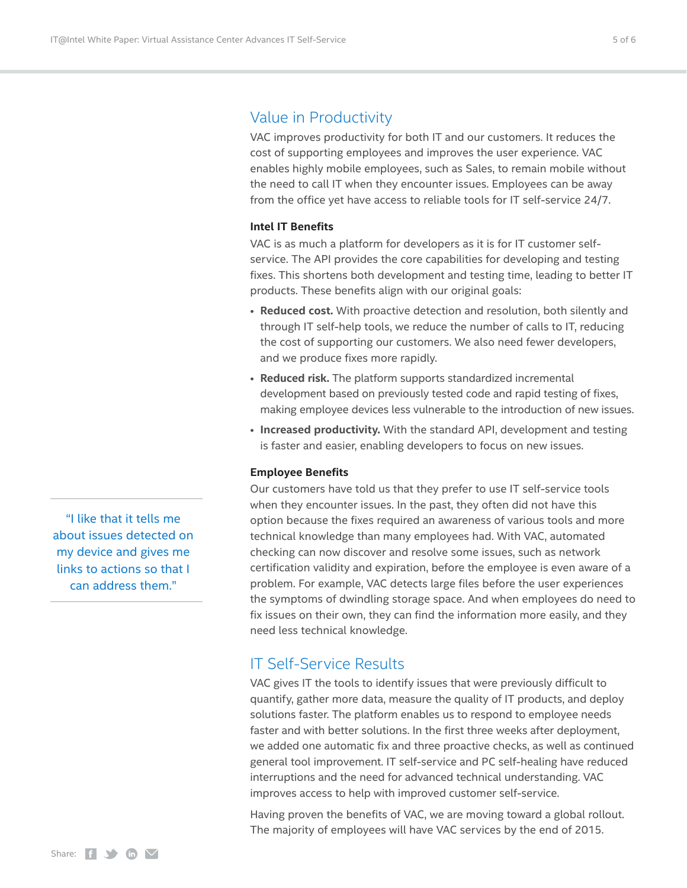## Value in Productivity

VAC improves productivity for both IT and our customers. It reduces the cost of supporting employees and improves the user experience. VAC enables highly mobile employees, such as Sales, to remain mobile without the need to call IT when they encounter issues. Employees can be away from the office yet have access to reliable tools for IT self-service 24/7.

### Intel IT Benefits

VAC is as much a platform for developers as it is for IT customer self-service. The API provides the core capabilities for developing and testing fixes. This shortens both development and testing time, leading to better IT products. These benefits align with our original goals:

- **Reduced cost.** With proactive detection and resolution, both silently and through IT self-help tools, we reduce the number of calls to IT, reducing the cost of supporting our customers. We also need fewer developers, and we produce fixes more rapidly.
- **Reduced risk.** The platform supports standardized incremental development based on previously tested code and rapid testing of fixes, making employee devices less vulnerable to the introduction of new issues.
- **Increased productivity.** With the standard API, development and testing is faster and easier, enabling developers to focus on new issues.

### Employee Benefits

Our customers have told us that they prefer to use IT self-service tools when they encounter issues. In the past, they often did not have this option because the fixes required an awareness of various tools and more technical knowledge than many employees had. With VAC, automated checking can now discover and resolve some issues, such as network certification validity and expiration, before the employee is even aware of a problem. For example, VAC detects large files before the user experiences the symptoms of dwindling storage space. And when employees do need to fix issues on their own, they can find the information more easily, and they need less technical knowledge.

> "I like that it tells me about issues detected on my device and gives me links to actions so that I can address them."

## IT Self-Service Results

VAC gives IT the tools to identify issues that were previously difficult to quantify, gather more data, measure the quality of IT products, and deploy solutions faster. The platform enables us to respond to employee needs faster and with better solutions. In the first three weeks after deployment, we added one automatic fix and three proactive checks, as well as continued general tool improvement. IT self-service and PC self-healing have reduced interruptions and the need for advanced technical understanding. VAC improves access to help with improved customer self-service.

Having proven the benefits of VAC, we are moving toward a global rollout. The majority of employees will have VAC services by the end of 2015.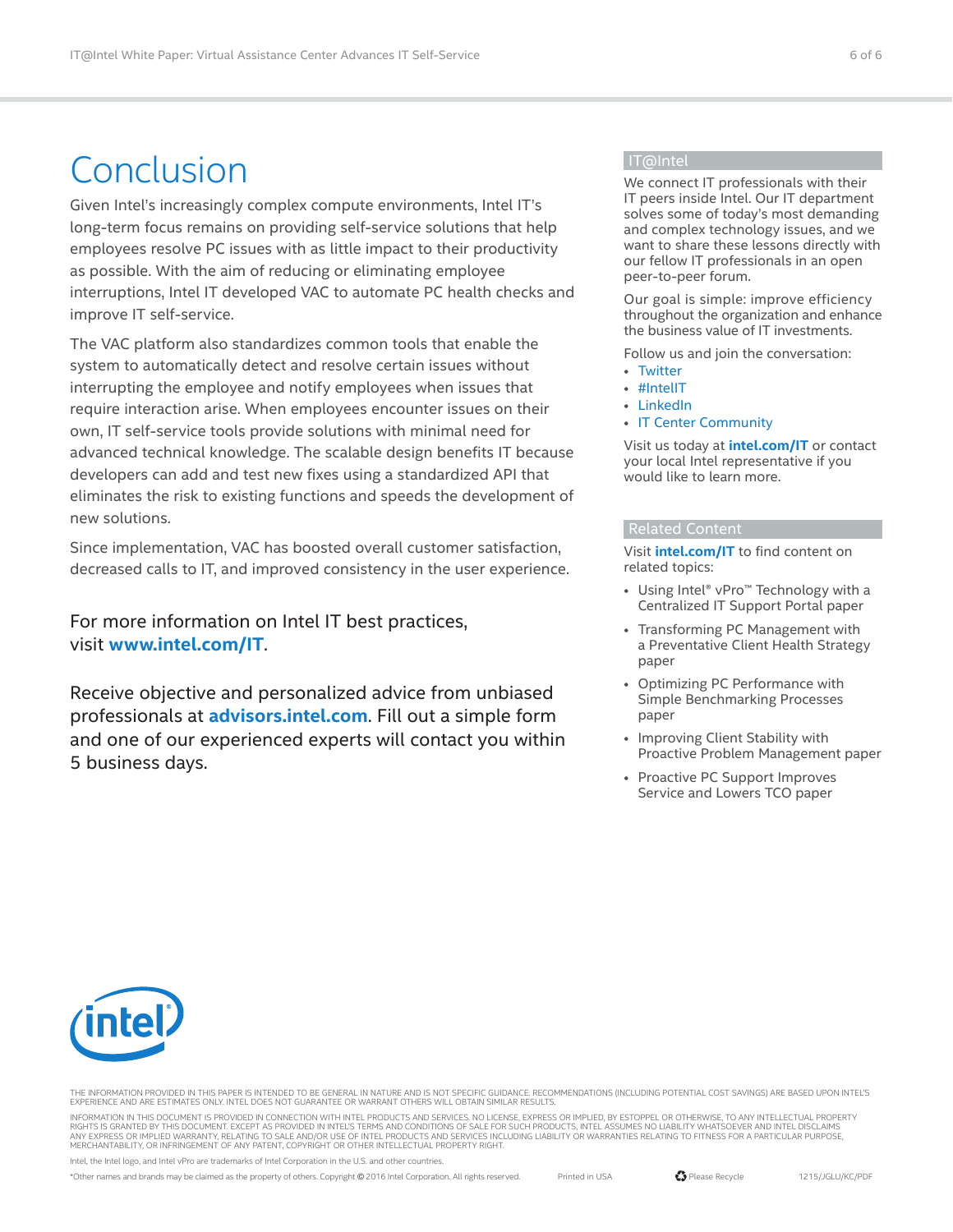# Conclusion

Given Intel's increasingly complex compute environments, Intel IT's long-term focus remains on providing self-service solutions that help employees resolve PC issues with as little impact to their productivity as possible. With the aim of reducing or eliminating employee interruptions, Intel IT developed VAC to automate PC health checks and improve IT self-service.

The VAC platform also standardizes common tools that enable the system to automatically detect and resolve certain issues without interrupting the employee and notify employees when issues that require interaction arise. When employees encounter issues on their own, IT self-service tools provide solutions with minimal need for advanced technical knowledge. The scalable design benefits IT because developers can add and test new fixes using a standardized API that eliminates the risk to existing functions and speeds the development of new solutions.

Since implementation, VAC has boosted overall customer satisfaction, decreased calls to IT, and improved consistency in the user experience.

For more information on Intel IT best practices, visit **www.intel.com/IT**.

Receive objective and personalized advice from unbiased professionals at **advisors.intel.com**. Fill out a simple form and one of our experienced experts will contact you within 5 business days.

## IT@Intel

We connect IT professionals with their IT peers inside Intel. Our IT department solves some of today's most demanding and complex technology issues, and we want to share these lessons directly with our fellow IT professionals in an open peer-to-peer forum.

Our goal is simple: improve efficiency throughout the organization and enhance the business value of IT investments.

Follow us and join the conversation:

- Twitter
- #IntelIT
- LinkedIn
- IT Center Community

Visit us today at **intel.com/IT** or contact your local Intel representative if you would like to learn more.

## Related Content

Visit **intel.com/IT** to find content on related topics:

- Using Intel® vPro™ Technology with a Centralized IT Support Portal paper
- Transforming PC Management with a Preventative Client Health Strategy paper
- Optimizing PC Performance with Simple Benchmarking Processes paper
- Improving Client Stability with Proactive Problem Management paper
- Proactive PC Support Improves Service and Lowers TCO paper

THE INFORMATION PROVIDED IN THIS PAPER IS INTENDED TO BE GENERAL IN NATURE AND IS NOT SPECIFIC GUIDANCE. RECOMMENDATIONS (INCLUDING POTENTIAL COST SAVINGS) ARE BASED UPON INTEL'S EXPERIENCE AND ARE ESTIMATES ONLY. INTEL DOES NOT GUARANTEE OR WARRANT OTHERS WILL OBTAIN SIMILAR RESULTS.

INFORMATION IN THIS DOCUMENT IS PROVIDED IN CONNECTION WITH INTEL PRODUCTS AND SERVICES. NO LICENSE, EXPRESS OR IMPLIED, BY ESTOPPEL OR OTHERWISE, TO ANY INTELLECTUAL PROPERTY RIGHTS IS GRANTED BY THIS DOCUMENT. EXCEPT AS PROVIDED IN INTEL'S TERMS AND CONDITIONS OF SALE FOR SUCH PRODUCTS, INTEL ASSUMES NO LIABILITY WHATSOEVER AND INTEL DISCLAIMS ANY EXPRESS OR IMPLIED WARRANTY, RELATING TO SALE AND/OR USE OF INTEL PRODUCTS AND SERVICES INCLUDING LIABILITY OR WARRANTIES RELATING TO FITNESS FOR A PARTICULAR PURPOSE, MERCHANTABILITY, OR INFRINGEMENT OF ANY PATENT, COPYRIGHT OR OTHER INTELLECTUAL PROPERTY RIGHT.

Intel, the Intel logo, and Intel vPro are trademarks of Intel Corporation in the U.S. and other countries.

*Other names and brands may be claimed as the property of others. Copyright © 2016 Intel Corporation. All rights reserved. Printed in USA Please Recycle 1215/JGLU/KC/PDF